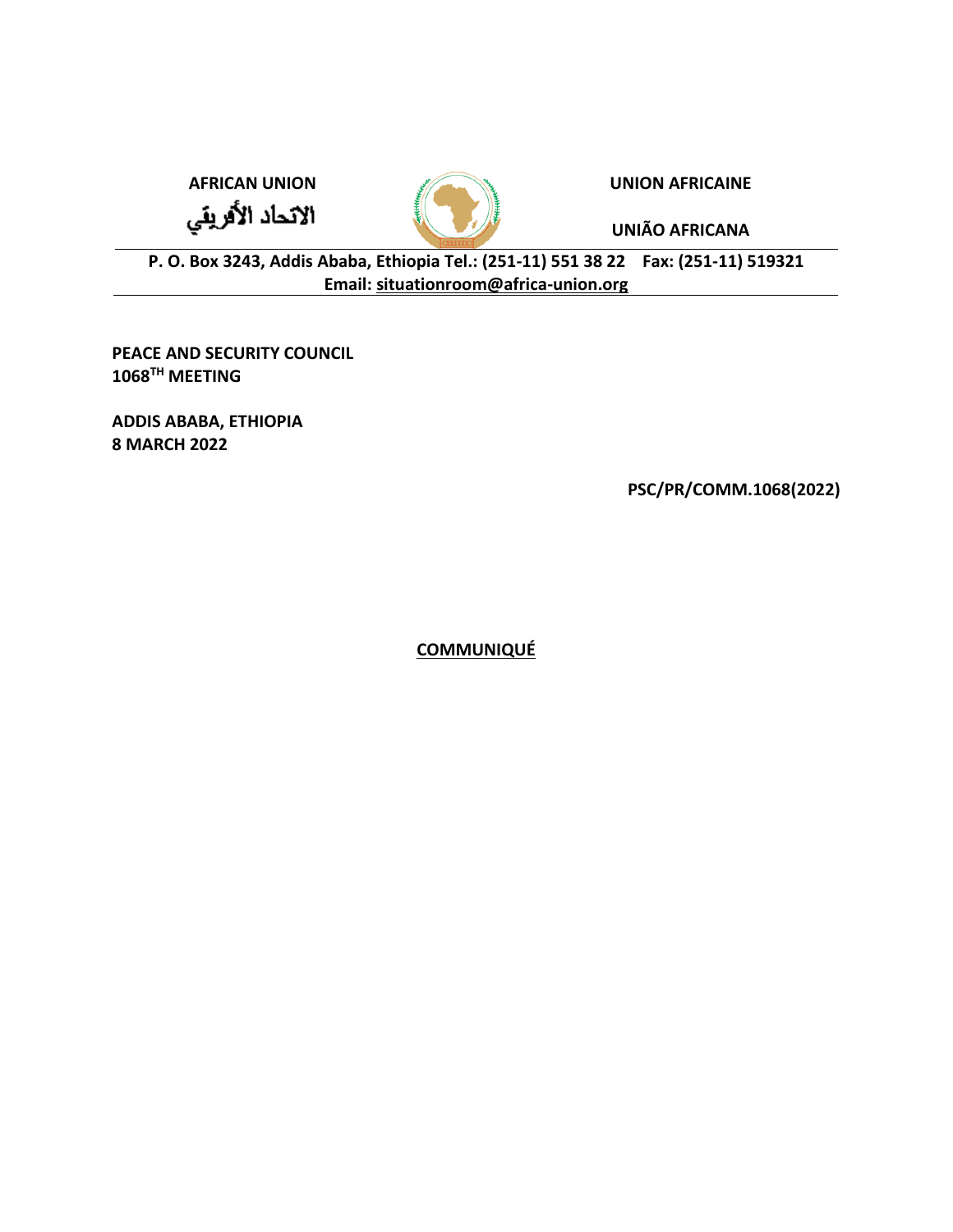**AFRICAN UNION** | **UNION AFRICAINE**

الاتحاد الأفريقي

**UNIÃO AFRICANA**

**P. O. Box 3243, Addis Ababa, Ethiopia Tel.: (251-11) 551 38 22 Fax: (251-11) 519321**
**Email: situationroom@africa-union.org**

**PEACE AND SECURITY COUNCIL**
**1068TH MEETING**

**ADDIS ABABA, ETHIOPIA**
**8 MARCH 2022**

**PSC/PR/COMM.1068(2022)**

# COMMUNIQUÉ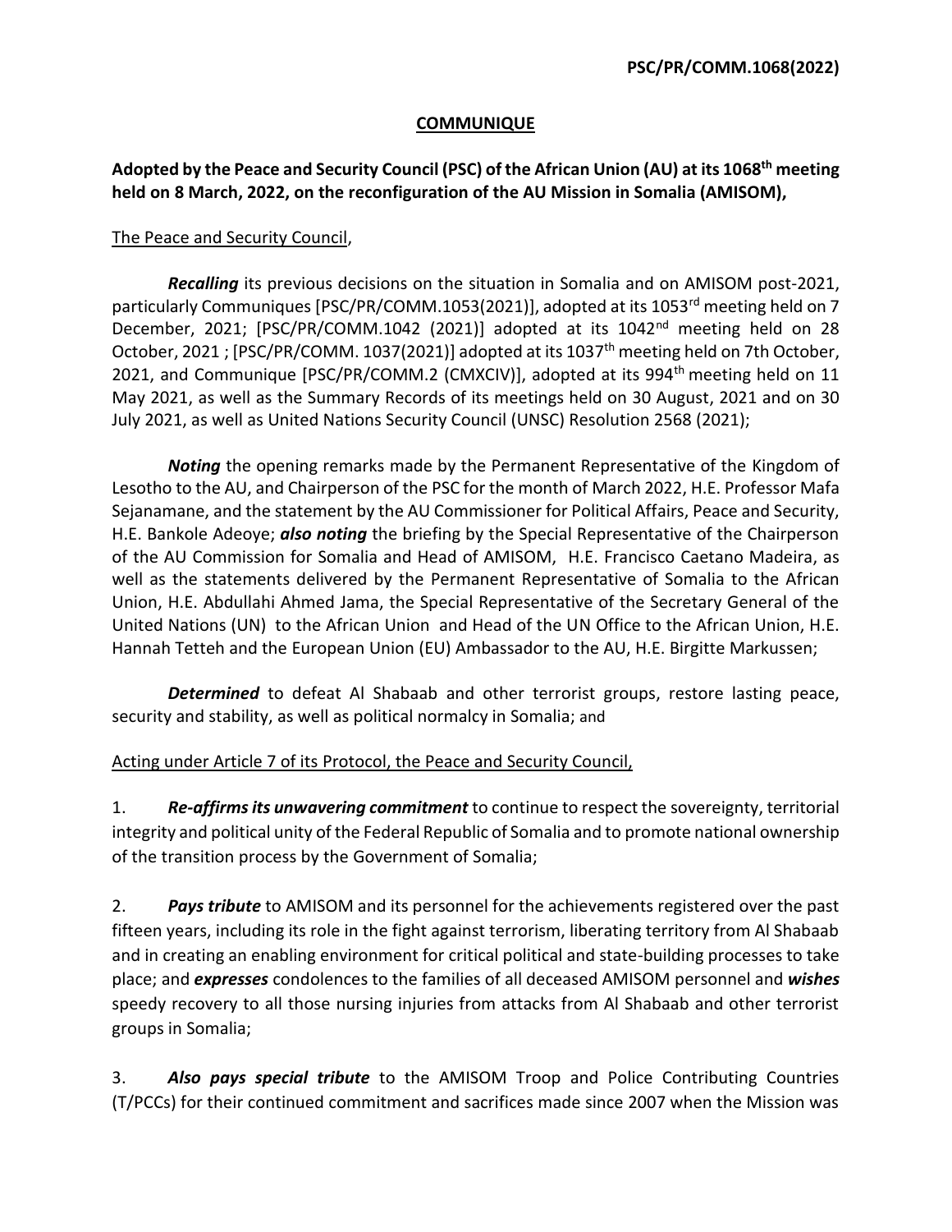**PSC/PR/COMM.1068(2022)**

## COMMUNIQUE

**Adopted by the Peace and Security Council (PSC) of the African Union (AU) at its 1068th meeting held on 8 March, 2022, on the reconfiguration of the AU Mission in Somalia (AMISOM),**

The Peace and Security Council,

***Recalling*** its previous decisions on the situation in Somalia and on AMISOM post-2021, particularly Communiques [PSC/PR/COMM.1053(2021)], adopted at its 1053rd meeting held on 7 December, 2021; [PSC/PR/COMM.1042 (2021)] adopted at its 1042nd meeting held on 28 October, 2021 ; [PSC/PR/COMM. 1037(2021)] adopted at its 1037th meeting held on 7th October, 2021, and Communique [PSC/PR/COMM.2 (CMXCIV)], adopted at its 994th meeting held on 11 May 2021, as well as the Summary Records of its meetings held on 30 August, 2021 and on 30 July 2021, as well as United Nations Security Council (UNSC) Resolution 2568 (2021);

***Noting*** the opening remarks made by the Permanent Representative of the Kingdom of Lesotho to the AU, and Chairperson of the PSC for the month of March 2022, H.E. Professor Mafa Sejanamane, and the statement by the AU Commissioner for Political Affairs, Peace and Security, H.E. Bankole Adeoye; ***also noting*** the briefing by the Special Representative of the Chairperson of the AU Commission for Somalia and Head of AMISOM, H.E. Francisco Caetano Madeira, as well as the statements delivered by the Permanent Representative of Somalia to the African Union, H.E. Abdullahi Ahmed Jama, the Special Representative of the Secretary General of the United Nations (UN) to the African Union and Head of the UN Office to the African Union, H.E. Hannah Tetteh and the European Union (EU) Ambassador to the AU, H.E. Birgitte Markussen;

***Determined*** to defeat Al Shabaab and other terrorist groups, restore lasting peace, security and stability, as well as political normalcy in Somalia; and

Acting under Article 7 of its Protocol, the Peace and Security Council,

1. ***Re-affirms its unwavering commitment*** to continue to respect the sovereignty, territorial integrity and political unity of the Federal Republic of Somalia and to promote national ownership of the transition process by the Government of Somalia;

2. ***Pays tribute*** to AMISOM and its personnel for the achievements registered over the past fifteen years, including its role in the fight against terrorism, liberating territory from Al Shabaab and in creating an enabling environment for critical political and state-building processes to take place; and ***expresses*** condolences to the families of all deceased AMISOM personnel and ***wishes*** speedy recovery to all those nursing injuries from attacks from Al Shabaab and other terrorist groups in Somalia;

3. ***Also pays special tribute*** to the AMISOM Troop and Police Contributing Countries (T/PCCs) for their continued commitment and sacrifices made since 2007 when the Mission was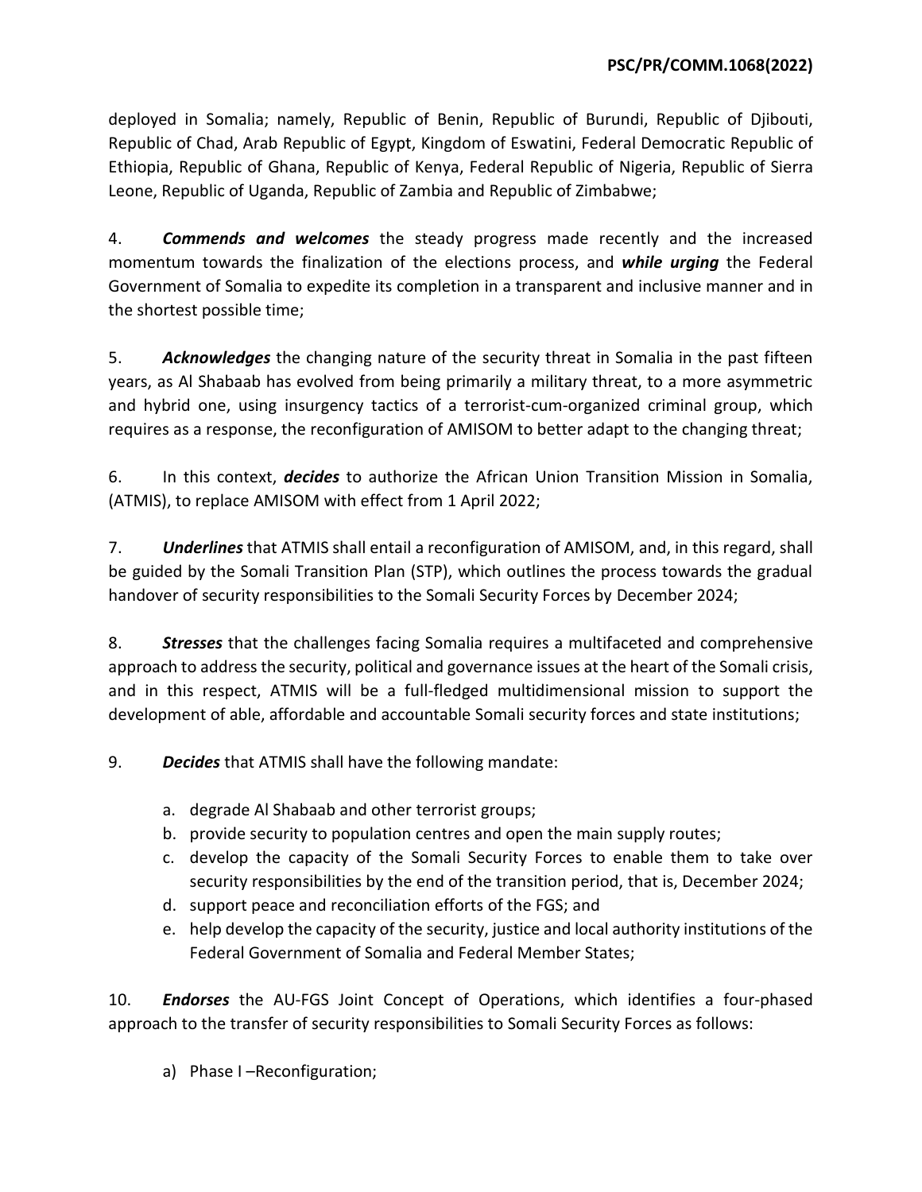deployed in Somalia; namely, Republic of Benin, Republic of Burundi, Republic of Djibouti, Republic of Chad, Arab Republic of Egypt, Kingdom of Eswatini, Federal Democratic Republic of Ethiopia, Republic of Ghana, Republic of Kenya, Federal Republic of Nigeria, Republic of Sierra Leone, Republic of Uganda, Republic of Zambia and Republic of Zimbabwe;

4. ***Commends and welcomes*** the steady progress made recently and the increased momentum towards the finalization of the elections process, and ***while urging*** the Federal Government of Somalia to expedite its completion in a transparent and inclusive manner and in the shortest possible time;

5. ***Acknowledges*** the changing nature of the security threat in Somalia in the past fifteen years, as Al Shabaab has evolved from being primarily a military threat, to a more asymmetric and hybrid one, using insurgency tactics of a terrorist-cum-organized criminal group, which requires as a response, the reconfiguration of AMISOM to better adapt to the changing threat;

6. In this context, ***decides*** to authorize the African Union Transition Mission in Somalia, (ATMIS), to replace AMISOM with effect from 1 April 2022;

7. ***Underlines*** that ATMIS shall entail a reconfiguration of AMISOM, and, in this regard, shall be guided by the Somali Transition Plan (STP), which outlines the process towards the gradual handover of security responsibilities to the Somali Security Forces by December 2024;

8. ***Stresses*** that the challenges facing Somalia requires a multifaceted and comprehensive approach to address the security, political and governance issues at the heart of the Somali crisis, and in this respect, ATMIS will be a full-fledged multidimensional mission to support the development of able, affordable and accountable Somali security forces and state institutions;

9. ***Decides*** that ATMIS shall have the following mandate:

   a. degrade Al Shabaab and other terrorist groups;
   b. provide security to population centres and open the main supply routes;
   c. develop the capacity of the Somali Security Forces to enable them to take over security responsibilities by the end of the transition period, that is, December 2024;
   d. support peace and reconciliation efforts of the FGS; and
   e. help develop the capacity of the security, justice and local authority institutions of the Federal Government of Somalia and Federal Member States;

10. ***Endorses*** the AU-FGS Joint Concept of Operations, which identifies a four-phased approach to the transfer of security responsibilities to Somali Security Forces as follows:

   a) Phase I –Reconfiguration;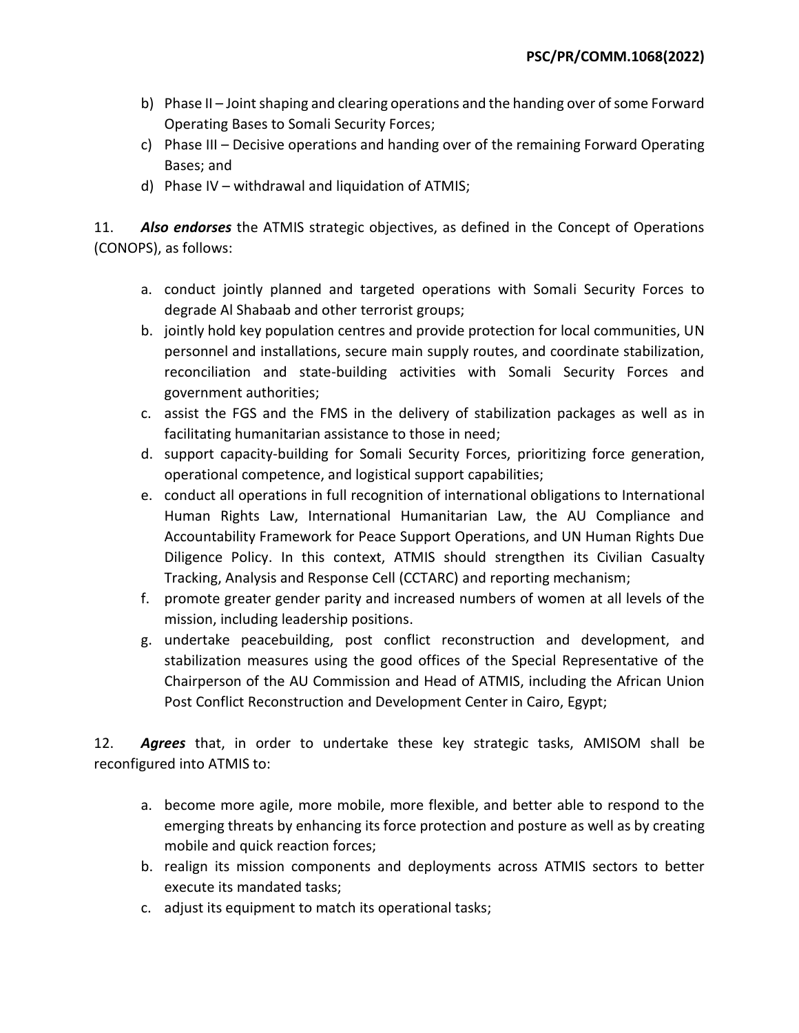b) Phase II – Joint shaping and clearing operations and the handing over of some Forward Operating Bases to Somali Security Forces;

c) Phase III – Decisive operations and handing over of the remaining Forward Operating Bases; and

d) Phase IV – withdrawal and liquidation of ATMIS;

11. ***Also endorses*** the ATMIS strategic objectives, as defined in the Concept of Operations (CONOPS), as follows:

a. conduct jointly planned and targeted operations with Somali Security Forces to degrade Al Shabaab and other terrorist groups;

b. jointly hold key population centres and provide protection for local communities, UN personnel and installations, secure main supply routes, and coordinate stabilization, reconciliation and state-building activities with Somali Security Forces and government authorities;

c. assist the FGS and the FMS in the delivery of stabilization packages as well as in facilitating humanitarian assistance to those in need;

d. support capacity-building for Somali Security Forces, prioritizing force generation, operational competence, and logistical support capabilities;

e. conduct all operations in full recognition of international obligations to International Human Rights Law, International Humanitarian Law, the AU Compliance and Accountability Framework for Peace Support Operations, and UN Human Rights Due Diligence Policy. In this context, ATMIS should strengthen its Civilian Casualty Tracking, Analysis and Response Cell (CCTARC) and reporting mechanism;

f. promote greater gender parity and increased numbers of women at all levels of the mission, including leadership positions.

g. undertake peacebuilding, post conflict reconstruction and development, and stabilization measures using the good offices of the Special Representative of the Chairperson of the AU Commission and Head of ATMIS, including the African Union Post Conflict Reconstruction and Development Center in Cairo, Egypt;

12. ***Agrees*** that, in order to undertake these key strategic tasks, AMISOM shall be reconfigured into ATMIS to:

a. become more agile, more mobile, more flexible, and better able to respond to the emerging threats by enhancing its force protection and posture as well as by creating mobile and quick reaction forces;

b. realign its mission components and deployments across ATMIS sectors to better execute its mandated tasks;

c. adjust its equipment to match its operational tasks;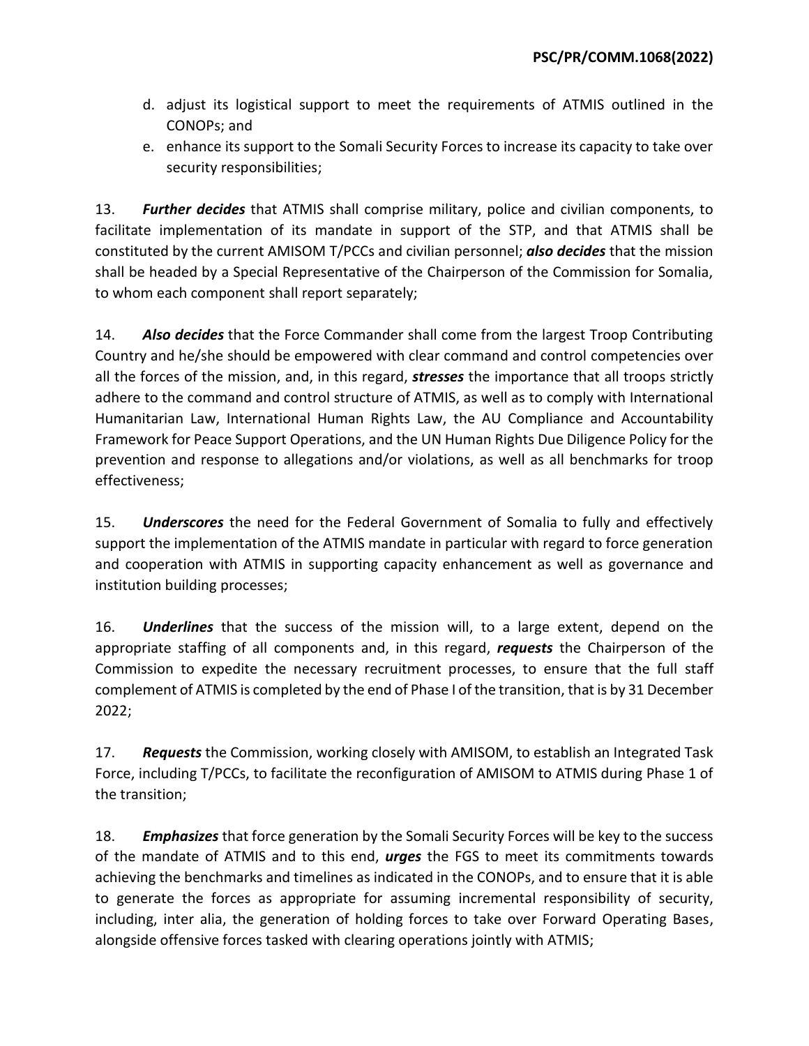d. adjust its logistical support to meet the requirements of ATMIS outlined in the CONOPs; and
e. enhance its support to the Somali Security Forces to increase its capacity to take over security responsibilities;

13. ***Further decides*** that ATMIS shall comprise military, police and civilian components, to facilitate implementation of its mandate in support of the STP, and that ATMIS shall be constituted by the current AMISOM T/PCCs and civilian personnel; ***also decides*** that the mission shall be headed by a Special Representative of the Chairperson of the Commission for Somalia, to whom each component shall report separately;

14. ***Also decides*** that the Force Commander shall come from the largest Troop Contributing Country and he/she should be empowered with clear command and control competencies over all the forces of the mission, and, in this regard, ***stresses*** the importance that all troops strictly adhere to the command and control structure of ATMIS, as well as to comply with International Humanitarian Law, International Human Rights Law, the AU Compliance and Accountability Framework for Peace Support Operations, and the UN Human Rights Due Diligence Policy for the prevention and response to allegations and/or violations, as well as all benchmarks for troop effectiveness;

15. ***Underscores*** the need for the Federal Government of Somalia to fully and effectively support the implementation of the ATMIS mandate in particular with regard to force generation and cooperation with ATMIS in supporting capacity enhancement as well as governance and institution building processes;

16. ***Underlines*** that the success of the mission will, to a large extent, depend on the appropriate staffing of all components and, in this regard, ***requests*** the Chairperson of the Commission to expedite the necessary recruitment processes, to ensure that the full staff complement of ATMIS is completed by the end of Phase I of the transition, that is by 31 December 2022;

17. ***Requests*** the Commission, working closely with AMISOM, to establish an Integrated Task Force, including T/PCCs, to facilitate the reconfiguration of AMISOM to ATMIS during Phase 1 of the transition;

18. ***Emphasizes*** that force generation by the Somali Security Forces will be key to the success of the mandate of ATMIS and to this end, ***urges*** the FGS to meet its commitments towards achieving the benchmarks and timelines as indicated in the CONOPs, and to ensure that it is able to generate the forces as appropriate for assuming incremental responsibility of security, including, inter alia, the generation of holding forces to take over Forward Operating Bases, alongside offensive forces tasked with clearing operations jointly with ATMIS;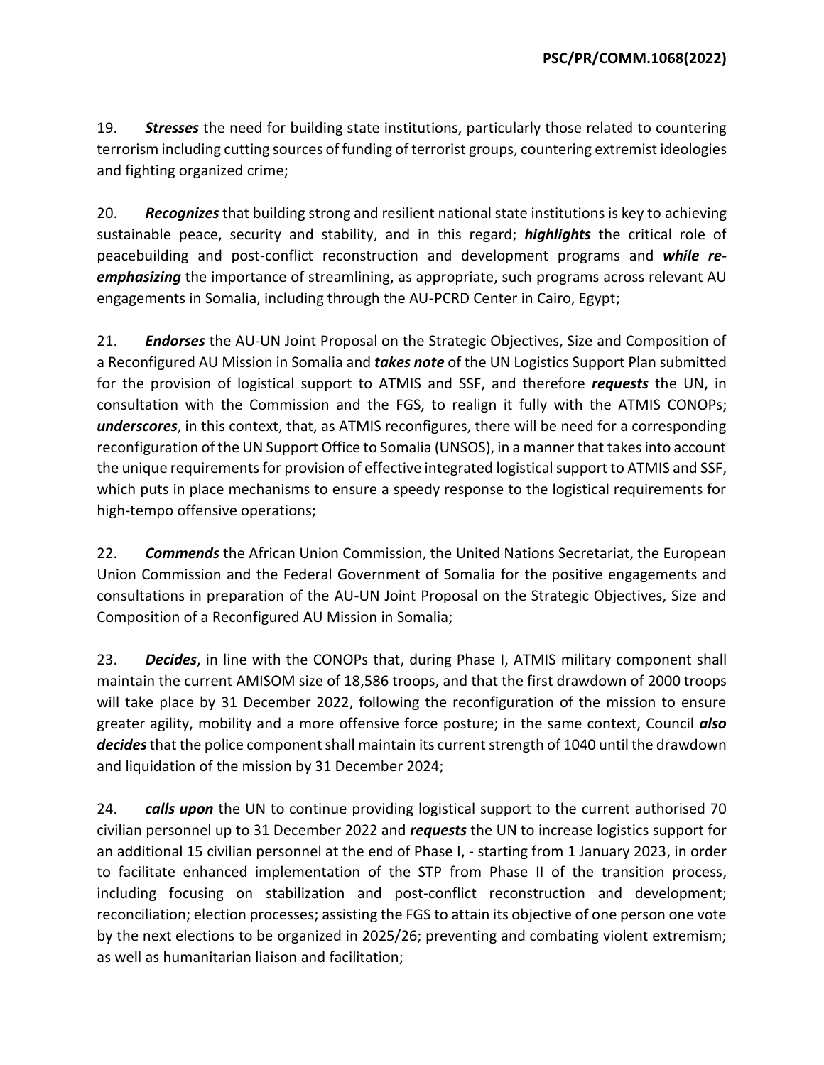19. ***Stresses*** the need for building state institutions, particularly those related to countering terrorism including cutting sources of funding of terrorist groups, countering extremist ideologies and fighting organized crime;

20. ***Recognizes*** that building strong and resilient national state institutions is key to achieving sustainable peace, security and stability, and in this regard; ***highlights*** the critical role of peacebuilding and post-conflict reconstruction and development programs and ***while re-emphasizing*** the importance of streamlining, as appropriate, such programs across relevant AU engagements in Somalia, including through the AU-PCRD Center in Cairo, Egypt;

21. ***Endorses*** the AU-UN Joint Proposal on the Strategic Objectives, Size and Composition of a Reconfigured AU Mission in Somalia and ***takes note*** of the UN Logistics Support Plan submitted for the provision of logistical support to ATMIS and SSF, and therefore ***requests*** the UN, in consultation with the Commission and the FGS, to realign it fully with the ATMIS CONOPs; ***underscores***, in this context, that, as ATMIS reconfigures, there will be need for a corresponding reconfiguration of the UN Support Office to Somalia (UNSOS), in a manner that takes into account the unique requirements for provision of effective integrated logistical support to ATMIS and SSF, which puts in place mechanisms to ensure a speedy response to the logistical requirements for high-tempo offensive operations;

22. ***Commends*** the African Union Commission, the United Nations Secretariat, the European Union Commission and the Federal Government of Somalia for the positive engagements and consultations in preparation of the AU-UN Joint Proposal on the Strategic Objectives, Size and Composition of a Reconfigured AU Mission in Somalia;

23. ***Decides***, in line with the CONOPs that, during Phase I, ATMIS military component shall maintain the current AMISOM size of 18,586 troops, and that the first drawdown of 2000 troops will take place by 31 December 2022, following the reconfiguration of the mission to ensure greater agility, mobility and a more offensive force posture; in the same context, Council ***also decides*** that the police component shall maintain its current strength of 1040 until the drawdown and liquidation of the mission by 31 December 2024;

24. ***calls upon*** the UN to continue providing logistical support to the current authorised 70 civilian personnel up to 31 December 2022 and ***requests*** the UN to increase logistics support for an additional 15 civilian personnel at the end of Phase I, - starting from 1 January 2023, in order to facilitate enhanced implementation of the STP from Phase II of the transition process, including focusing on stabilization and post-conflict reconstruction and development; reconciliation; election processes; assisting the FGS to attain its objective of one person one vote by the next elections to be organized in 2025/26; preventing and combating violent extremism; as well as humanitarian liaison and facilitation;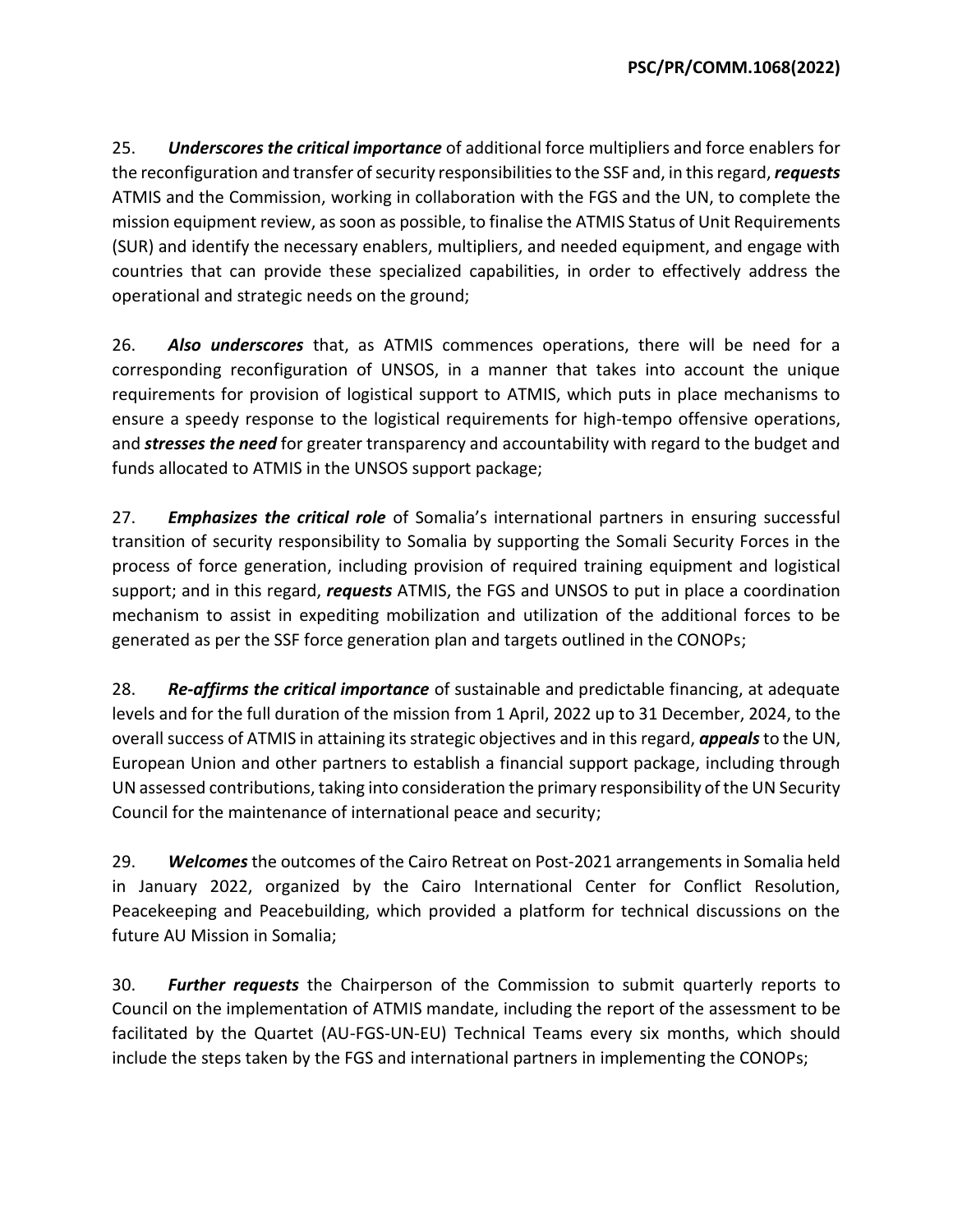25. ***Underscores the critical importance*** of additional force multipliers and force enablers for the reconfiguration and transfer of security responsibilities to the SSF and, in this regard, ***requests*** ATMIS and the Commission, working in collaboration with the FGS and the UN, to complete the mission equipment review, as soon as possible, to finalise the ATMIS Status of Unit Requirements (SUR) and identify the necessary enablers, multipliers, and needed equipment, and engage with countries that can provide these specialized capabilities, in order to effectively address the operational and strategic needs on the ground;

26. ***Also underscores*** that, as ATMIS commences operations, there will be need for a corresponding reconfiguration of UNSOS, in a manner that takes into account the unique requirements for provision of logistical support to ATMIS, which puts in place mechanisms to ensure a speedy response to the logistical requirements for high-tempo offensive operations, and ***stresses the need*** for greater transparency and accountability with regard to the budget and funds allocated to ATMIS in the UNSOS support package;

27. ***Emphasizes the critical role*** of Somalia's international partners in ensuring successful transition of security responsibility to Somalia by supporting the Somali Security Forces in the process of force generation, including provision of required training equipment and logistical support; and in this regard, ***requests*** ATMIS, the FGS and UNSOS to put in place a coordination mechanism to assist in expediting mobilization and utilization of the additional forces to be generated as per the SSF force generation plan and targets outlined in the CONOPs;

28. ***Re-affirms the critical importance*** of sustainable and predictable financing, at adequate levels and for the full duration of the mission from 1 April, 2022 up to 31 December, 2024, to the overall success of ATMIS in attaining its strategic objectives and in this regard, ***appeals*** to the UN, European Union and other partners to establish a financial support package, including through UN assessed contributions, taking into consideration the primary responsibility of the UN Security Council for the maintenance of international peace and security;

29. ***Welcomes*** the outcomes of the Cairo Retreat on Post-2021 arrangements in Somalia held in January 2022, organized by the Cairo International Center for Conflict Resolution, Peacekeeping and Peacebuilding, which provided a platform for technical discussions on the future AU Mission in Somalia;

30. ***Further requests*** the Chairperson of the Commission to submit quarterly reports to Council on the implementation of ATMIS mandate, including the report of the assessment to be facilitated by the Quartet (AU-FGS-UN-EU) Technical Teams every six months, which should include the steps taken by the FGS and international partners in implementing the CONOPs;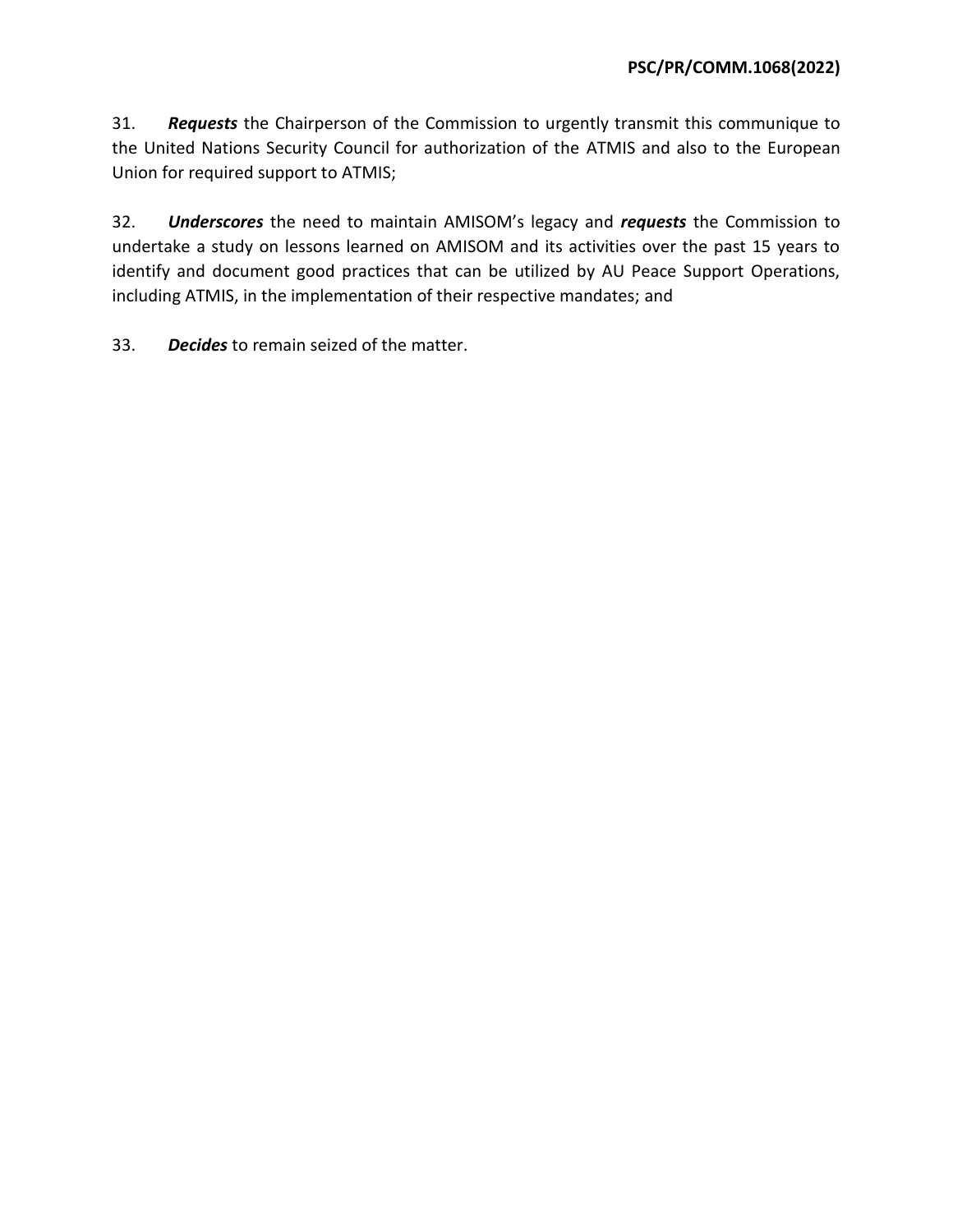31. ***Requests*** the Chairperson of the Commission to urgently transmit this communique to the United Nations Security Council for authorization of the ATMIS and also to the European Union for required support to ATMIS;

32. ***Underscores*** the need to maintain AMISOM's legacy and ***requests*** the Commission to undertake a study on lessons learned on AMISOM and its activities over the past 15 years to identify and document good practices that can be utilized by AU Peace Support Operations, including ATMIS, in the implementation of their respective mandates; and

33. ***Decides*** to remain seized of the matter.